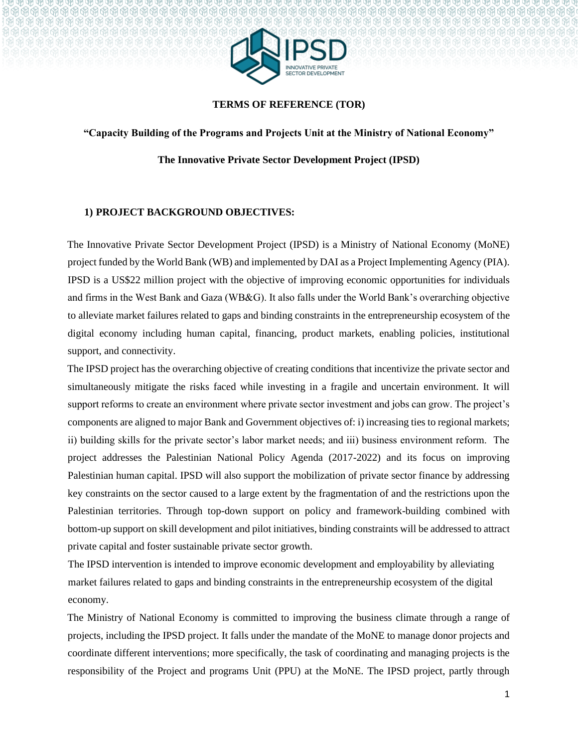**TERMS OF REFERENCE (TOR)**

**"Capacity Building of the Programs and Projects Unit at the Ministry of National Economy"**

**The Innovative Private Sector Development Project (IPSD)**

## 1) PROJECT BACKGROUND OBJECTIVES:

The Innovative Private Sector Development Project (IPSD) is a Ministry of National Economy (MoNE) project funded by the World Bank (WB) and implemented by DAI as a Project Implementing Agency (PIA). IPSD is a US$22 million project with the objective of improving economic opportunities for individuals and firms in the West Bank and Gaza (WB&G). It also falls under the World Bank's overarching objective to alleviate market failures related to gaps and binding constraints in the entrepreneurship ecosystem of the digital economy including human capital, financing, product markets, enabling policies, institutional support, and connectivity.

The IPSD project has the overarching objective of creating conditions that incentivize the private sector and simultaneously mitigate the risks faced while investing in a fragile and uncertain environment. It will support reforms to create an environment where private sector investment and jobs can grow. The project's components are aligned to major Bank and Government objectives of: i) increasing ties to regional markets; ii) building skills for the private sector's labor market needs; and iii) business environment reform. The project addresses the Palestinian National Policy Agenda (2017-2022) and its focus on improving Palestinian human capital. IPSD will also support the mobilization of private sector finance by addressing key constraints on the sector caused to a large extent by the fragmentation of and the restrictions upon the Palestinian territories. Through top-down support on policy and framework-building combined with bottom-up support on skill development and pilot initiatives, binding constraints will be addressed to attract private capital and foster sustainable private sector growth.

The IPSD intervention is intended to improve economic development and employability by alleviating market failures related to gaps and binding constraints in the entrepreneurship ecosystem of the digital economy.

The Ministry of National Economy is committed to improving the business climate through a range of projects, including the IPSD project. It falls under the mandate of the MoNE to manage donor projects and coordinate different interventions; more specifically, the task of coordinating and managing projects is the responsibility of the Project and programs Unit (PPU) at the MoNE. The IPSD project, partly through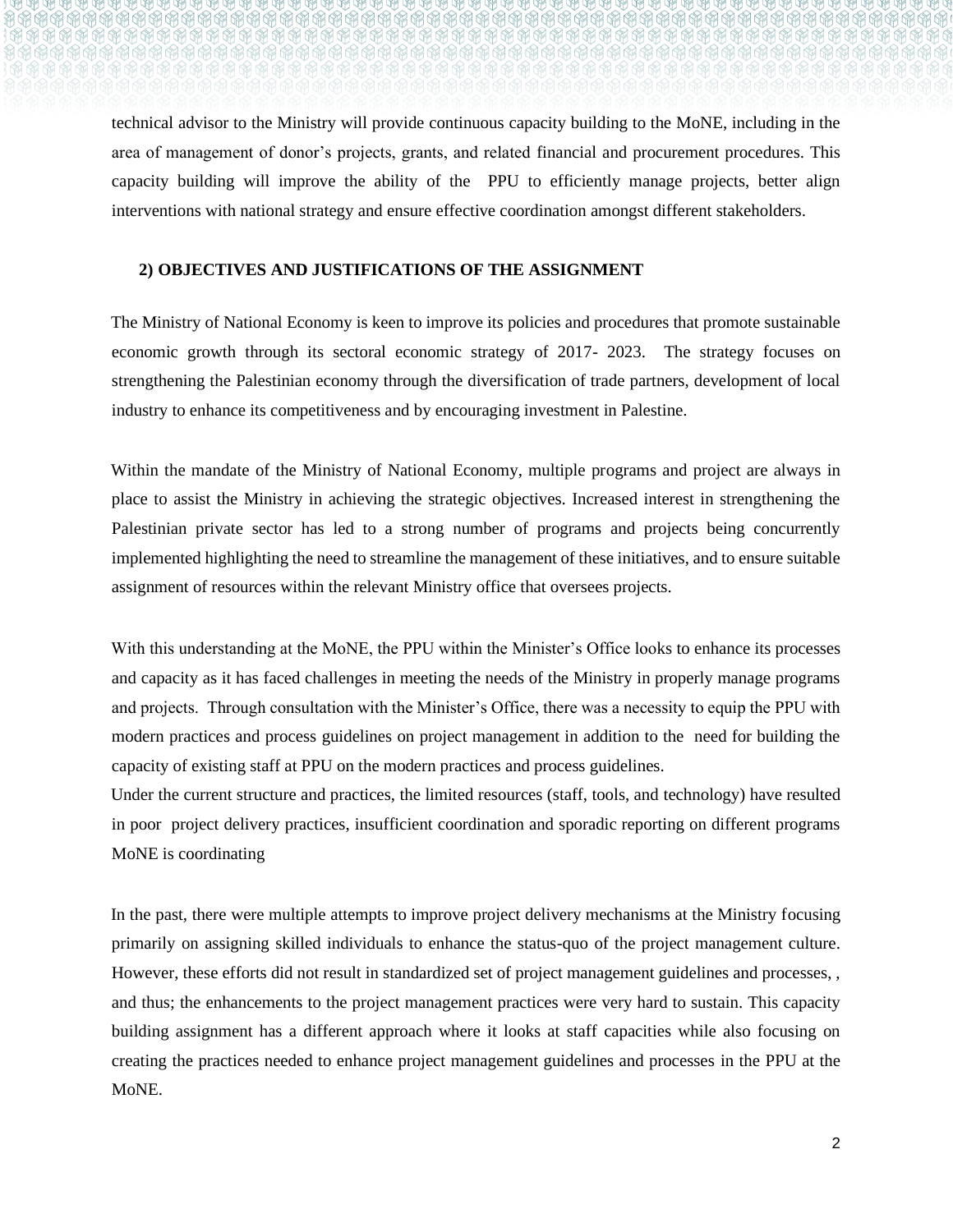technical advisor to the Ministry will provide continuous capacity building to the MoNE, including in the area of management of donor's projects, grants, and related financial and procurement procedures. This capacity building will improve the ability of the PPU to efficiently manage projects, better align interventions with national strategy and ensure effective coordination amongst different stakeholders.

## 2) OBJECTIVES AND JUSTIFICATIONS OF THE ASSIGNMENT

The Ministry of National Economy is keen to improve its policies and procedures that promote sustainable economic growth through its sectoral economic strategy of 2017- 2023. The strategy focuses on strengthening the Palestinian economy through the diversification of trade partners, development of local industry to enhance its competitiveness and by encouraging investment in Palestine.

Within the mandate of the Ministry of National Economy, multiple programs and project are always in place to assist the Ministry in achieving the strategic objectives. Increased interest in strengthening the Palestinian private sector has led to a strong number of programs and projects being concurrently implemented highlighting the need to streamline the management of these initiatives, and to ensure suitable assignment of resources within the relevant Ministry office that oversees projects.

With this understanding at the MoNE, the PPU within the Minister's Office looks to enhance its processes and capacity as it has faced challenges in meeting the needs of the Ministry in properly manage programs and projects. Through consultation with the Minister's Office, there was a necessity to equip the PPU with modern practices and process guidelines on project management in addition to the need for building the capacity of existing staff at PPU on the modern practices and process guidelines.

Under the current structure and practices, the limited resources (staff, tools, and technology) have resulted in poor project delivery practices, insufficient coordination and sporadic reporting on different programs MoNE is coordinating

In the past, there were multiple attempts to improve project delivery mechanisms at the Ministry focusing primarily on assigning skilled individuals to enhance the status-quo of the project management culture. However, these efforts did not result in standardized set of project management guidelines and processes, , and thus; the enhancements to the project management practices were very hard to sustain. This capacity building assignment has a different approach where it looks at staff capacities while also focusing on creating the practices needed to enhance project management guidelines and processes in the PPU at the MoNE.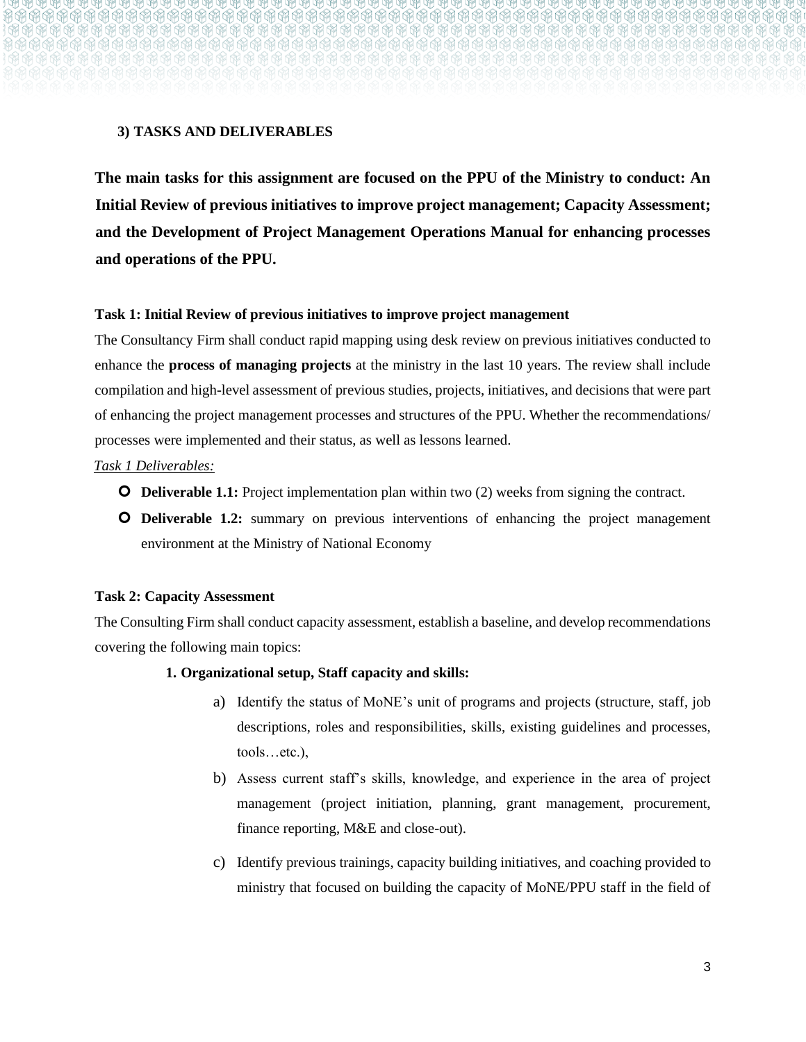### 3) TASKS AND DELIVERABLES

**The main tasks for this assignment are focused on the PPU of the Ministry to conduct: An Initial Review of previous initiatives to improve project management; Capacity Assessment; and the Development of Project Management Operations Manual for enhancing processes and operations of the PPU.**

**Task 1: Initial Review of previous initiatives to improve project management**

The Consultancy Firm shall conduct rapid mapping using desk review on previous initiatives conducted to enhance the **process of managing projects** at the ministry in the last 10 years. The review shall include compilation and high-level assessment of previous studies, projects, initiatives, and decisions that were part of enhancing the project management processes and structures of the PPU. Whether the recommendations/ processes were implemented and their status, as well as lessons learned.

*Task 1 Deliverables:*

- **Deliverable 1.1:** Project implementation plan within two (2) weeks from signing the contract.
- **Deliverable 1.2:** summary on previous interventions of enhancing the project management environment at the Ministry of National Economy

**Task 2: Capacity Assessment**

The Consulting Firm shall conduct capacity assessment, establish a baseline, and develop recommendations covering the following main topics:

1. **Organizational setup, Staff capacity and skills:**
   a) Identify the status of MoNE's unit of programs and projects (structure, staff, job descriptions, roles and responsibilities, skills, existing guidelines and processes, tools…etc.),
   b) Assess current staff's skills, knowledge, and experience in the area of project management (project initiation, planning, grant management, procurement, finance reporting, M&E and close-out).
   c) Identify previous trainings, capacity building initiatives, and coaching provided to ministry that focused on building the capacity of MoNE/PPU staff in the field of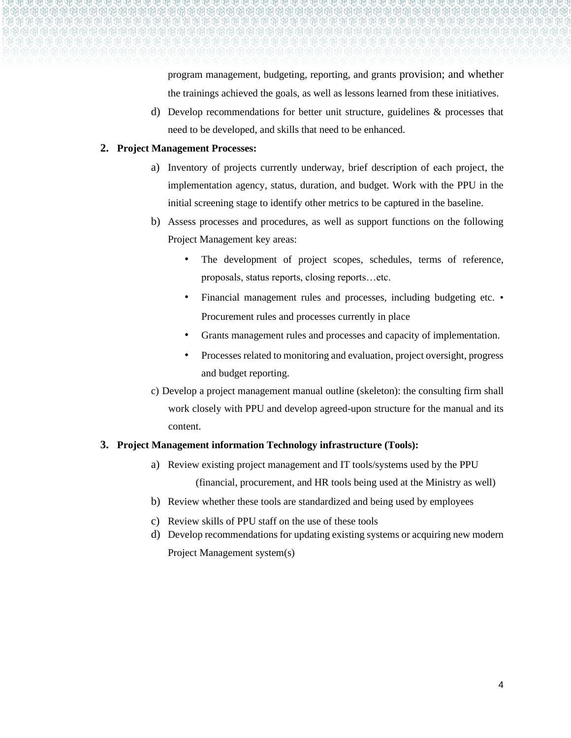program management, budgeting, reporting, and grants provision; and whether the trainings achieved the goals, as well as lessons learned from these initiatives.

d) Develop recommendations for better unit structure, guidelines & processes that need to be developed, and skills that need to be enhanced.

**2. Project Management Processes:**

a) Inventory of projects currently underway, brief description of each project, the implementation agency, status, duration, and budget. Work with the PPU in the initial screening stage to identify other metrics to be captured in the baseline.

b) Assess processes and procedures, as well as support functions on the following Project Management key areas:

- The development of project scopes, schedules, terms of reference, proposals, status reports, closing reports…etc.
- Financial management rules and processes, including budgeting etc. • Procurement rules and processes currently in place
- Grants management rules and processes and capacity of implementation.
- Processes related to monitoring and evaluation, project oversight, progress and budget reporting.

c) Develop a project management manual outline (skeleton): the consulting firm shall work closely with PPU and develop agreed-upon structure for the manual and its content.

**3. Project Management information Technology infrastructure (Tools):**

a) Review existing project management and IT tools/systems used by the PPU (financial, procurement, and HR tools being used at the Ministry as well)

b) Review whether these tools are standardized and being used by employees

c) Review skills of PPU staff on the use of these tools

d) Develop recommendations for updating existing systems or acquiring new modern Project Management system(s)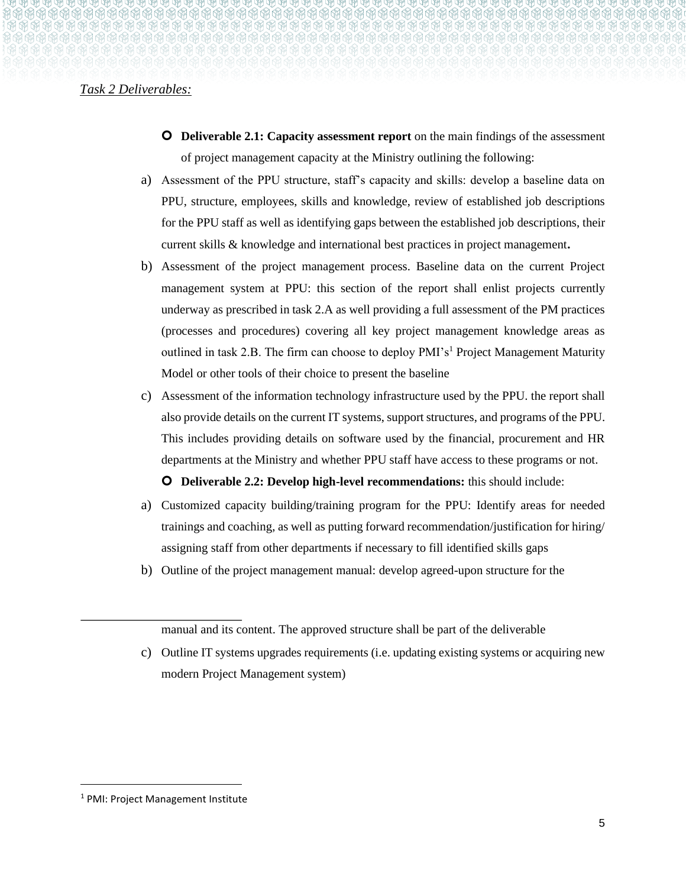*Task 2 Deliverables:*

- **Deliverable 2.1: Capacity assessment report** on the main findings of the assessment of project management capacity at the Ministry outlining the following:

a) Assessment of the PPU structure, staff's capacity and skills: develop a baseline data on PPU, structure, employees, skills and knowledge, review of established job descriptions for the PPU staff as well as identifying gaps between the established job descriptions, their current skills & knowledge and international best practices in project management**.**

b) Assessment of the project management process. Baseline data on the current Project management system at PPU: this section of the report shall enlist projects currently underway as prescribed in task 2.A as well providing a full assessment of the PM practices (processes and procedures) covering all key project management knowledge areas as outlined in task 2.B. The firm can choose to deploy PMI's[1] Project Management Maturity Model or other tools of their choice to present the baseline

c) Assessment of the information technology infrastructure used by the PPU. the report shall also provide details on the current IT systems, support structures, and programs of the PPU. This includes providing details on software used by the financial, procurement and HR departments at the Ministry and whether PPU staff have access to these programs or not.

- **Deliverable 2.2: Develop high-level recommendations:** this should include:

a) Customized capacity building/training program for the PPU: Identify areas for needed trainings and coaching, as well as putting forward recommendation/justification for hiring/ assigning staff from other departments if necessary to fill identified skills gaps

b) Outline of the project management manual: develop agreed-upon structure for the manual and its content. The approved structure shall be part of the deliverable

c) Outline IT systems upgrades requirements (i.e. updating existing systems or acquiring new modern Project Management system)

[1] PMI: Project Management Institute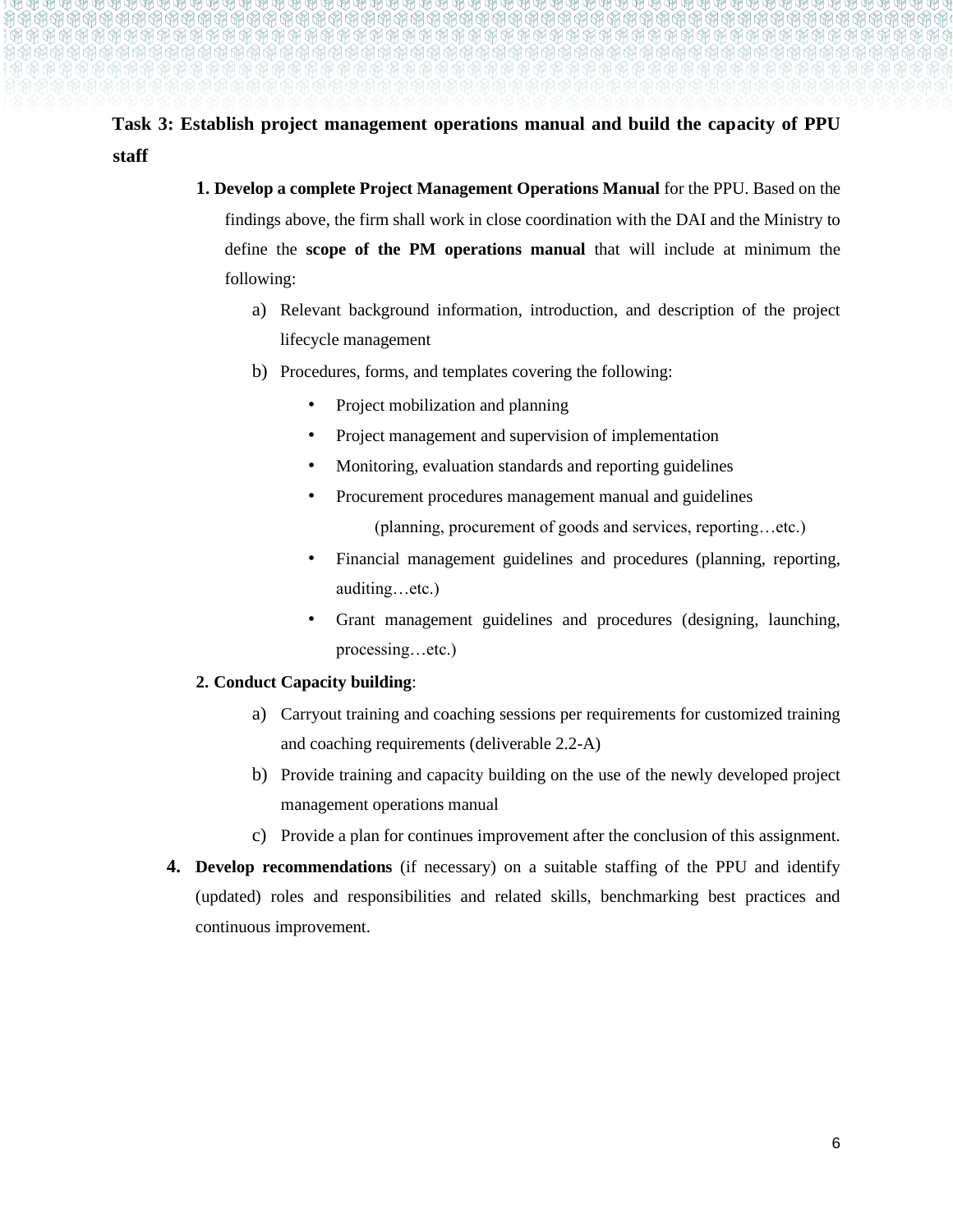**Task 3: Establish project management operations manual and build the capacity of PPU staff**

1. **Develop a complete Project Management Operations Manual** for the PPU. Based on the findings above, the firm shall work in close coordination with the DAI and the Ministry to define the **scope of the PM operations manual** that will include at minimum the following:
   a) Relevant background information, introduction, and description of the project lifecycle management
   b) Procedures, forms, and templates covering the following:
      - Project mobilization and planning
      - Project management and supervision of implementation
      - Monitoring, evaluation standards and reporting guidelines
      - Procurement procedures management manual and guidelines (planning, procurement of goods and services, reporting…etc.)
      - Financial management guidelines and procedures (planning, reporting, auditing…etc.)
      - Grant management guidelines and procedures (designing, launching, processing…etc.)

2. **Conduct Capacity building**:
   a) Carryout training and coaching sessions per requirements for customized training and coaching requirements (deliverable 2.2-A)
   b) Provide training and capacity building on the use of the newly developed project management operations manual
   c) Provide a plan for continues improvement after the conclusion of this assignment.

4. **Develop recommendations** (if necessary) on a suitable staffing of the PPU and identify (updated) roles and responsibilities and related skills, benchmarking best practices and continuous improvement.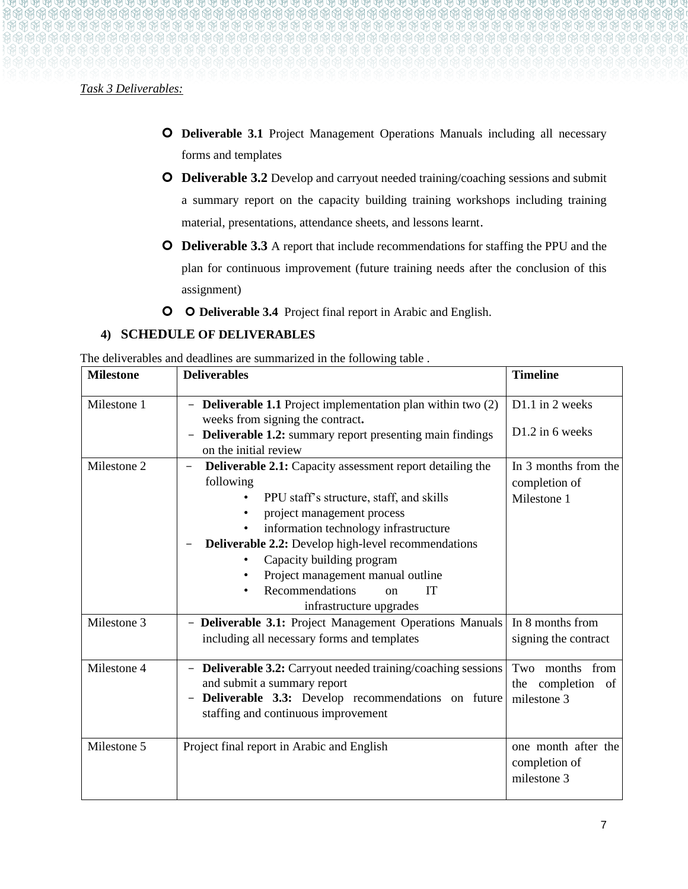*Task 3 Deliverables:*

- **Deliverable 3.1** Project Management Operations Manuals including all necessary forms and templates
- **Deliverable 3.2** Develop and carryout needed training/coaching sessions and submit a summary report on the capacity building training workshops including training material, presentations, attendance sheets, and lessons learnt.
- **Deliverable 3.3** A report that include recommendations for staffing the PPU and the plan for continuous improvement (future training needs after the conclusion of this assignment)
- ○ **Deliverable 3.4** Project final report in Arabic and English.

### 4) SCHEDULE OF DELIVERABLES

The deliverables and deadlines are summarized in the following table .

| Milestone | Deliverables | Timeline |
|---|---|---|
| Milestone 1 | - **Deliverable 1.1** Project implementation plan within two (2) weeks from signing the contract**.**<br>- **Deliverable 1.2:** summary report presenting main findings on the initial review | D1.1 in 2 weeks<br>D1.2 in 6 weeks |
| Milestone 2 | - **Deliverable 2.1:** Capacity assessment report detailing the following<br>• PPU staff's structure, staff, and skills<br>• project management process<br>• information technology infrastructure<br>- **Deliverable 2.2:** Develop high-level recommendations<br>• Capacity building program<br>• Project management manual outline<br>• Recommendations on IT infrastructure upgrades | In 3 months from the completion of Milestone 1 |
| Milestone 3 | - **Deliverable 3.1:** Project Management Operations Manuals including all necessary forms and templates | In 8 months from signing the contract |
| Milestone 4 | - **Deliverable 3.2:** Carryout needed training/coaching sessions and submit a summary report<br>- **Deliverable 3.3:** Develop recommendations on future staffing and continuous improvement | Two months from the completion of milestone 3 |
| Milestone 5 | Project final report in Arabic and English | one month after the completion of milestone 3 |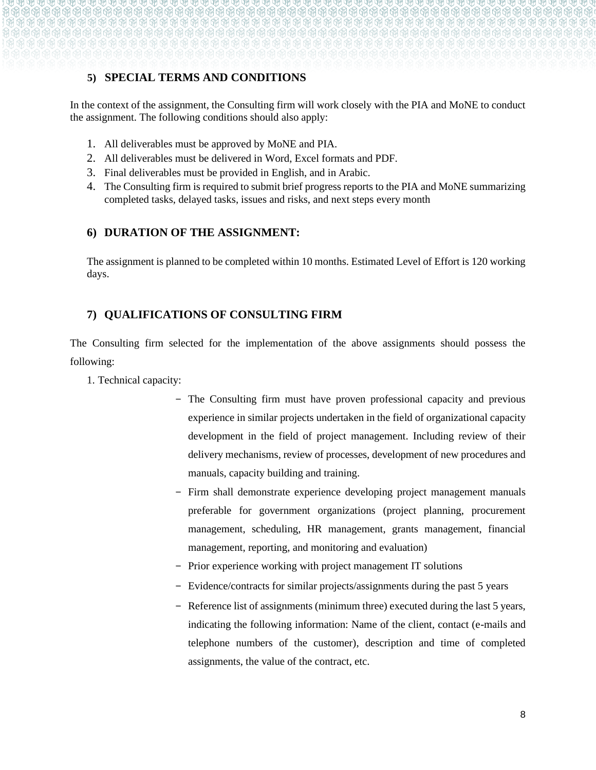## 5) SPECIAL TERMS AND CONDITIONS

In the context of the assignment, the Consulting firm will work closely with the PIA and MoNE to conduct the assignment. The following conditions should also apply:

1. All deliverables must be approved by MoNE and PIA.
2. All deliverables must be delivered in Word, Excel formats and PDF.
3. Final deliverables must be provided in English, and in Arabic.
4. The Consulting firm is required to submit brief progress reports to the PIA and MoNE summarizing completed tasks, delayed tasks, issues and risks, and next steps every month

## 6) DURATION OF THE ASSIGNMENT:

The assignment is planned to be completed within 10 months. Estimated Level of Effort is 120 working days.

## 7) QUALIFICATIONS OF CONSULTING FIRM

The Consulting firm selected for the implementation of the above assignments should possess the following:

1. Technical capacity:
   - The Consulting firm must have proven professional capacity and previous experience in similar projects undertaken in the field of organizational capacity development in the field of project management. Including review of their delivery mechanisms, review of processes, development of new procedures and manuals, capacity building and training.
   - Firm shall demonstrate experience developing project management manuals preferable for government organizations (project planning, procurement management, scheduling, HR management, grants management, financial management, reporting, and monitoring and evaluation)
   - Prior experience working with project management IT solutions
   - Evidence/contracts for similar projects/assignments during the past 5 years
   - Reference list of assignments (minimum three) executed during the last 5 years, indicating the following information: Name of the client, contact (e-mails and telephone numbers of the customer), description and time of completed assignments, the value of the contract, etc.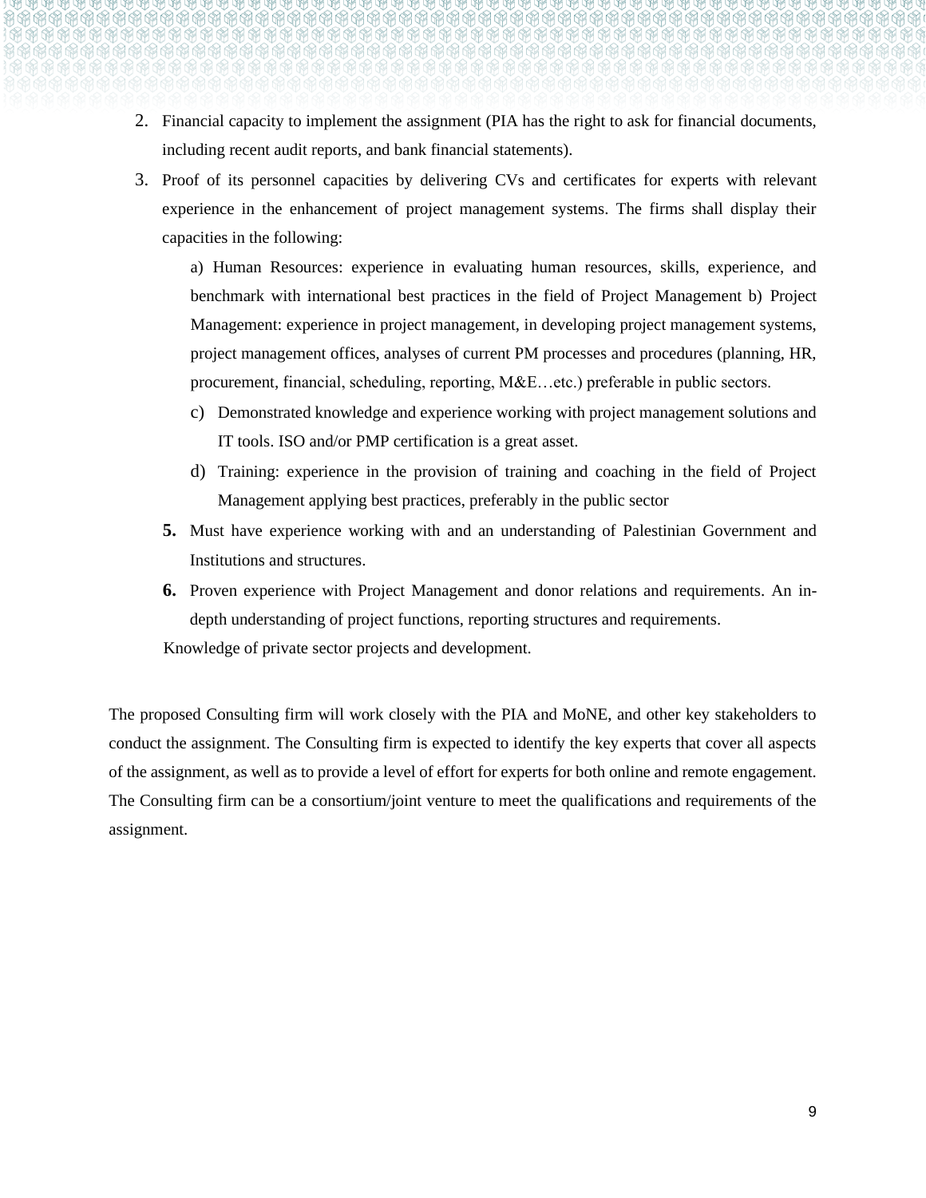2. Financial capacity to implement the assignment (PIA has the right to ask for financial documents, including recent audit reports, and bank financial statements).
3. Proof of its personnel capacities by delivering CVs and certificates for experts with relevant experience in the enhancement of project management systems. The firms shall display their capacities in the following:

   a) Human Resources: experience in evaluating human resources, skills, experience, and benchmark with international best practices in the field of Project Management b) Project Management: experience in project management, in developing project management systems, project management offices, analyses of current PM processes and procedures (planning, HR, procurement, financial, scheduling, reporting, M&E…etc.) preferable in public sectors.

   c) Demonstrated knowledge and experience working with project management solutions and IT tools. ISO and/or PMP certification is a great asset.

   d) Training: experience in the provision of training and coaching in the field of Project Management applying best practices, preferably in the public sector

5. Must have experience working with and an understanding of Palestinian Government and Institutions and structures.
6. Proven experience with Project Management and donor relations and requirements. An in-depth understanding of project functions, reporting structures and requirements.

Knowledge of private sector projects and development.

The proposed Consulting firm will work closely with the PIA and MoNE, and other key stakeholders to conduct the assignment. The Consulting firm is expected to identify the key experts that cover all aspects of the assignment, as well as to provide a level of effort for experts for both online and remote engagement. The Consulting firm can be a consortium/joint venture to meet the qualifications and requirements of the assignment.